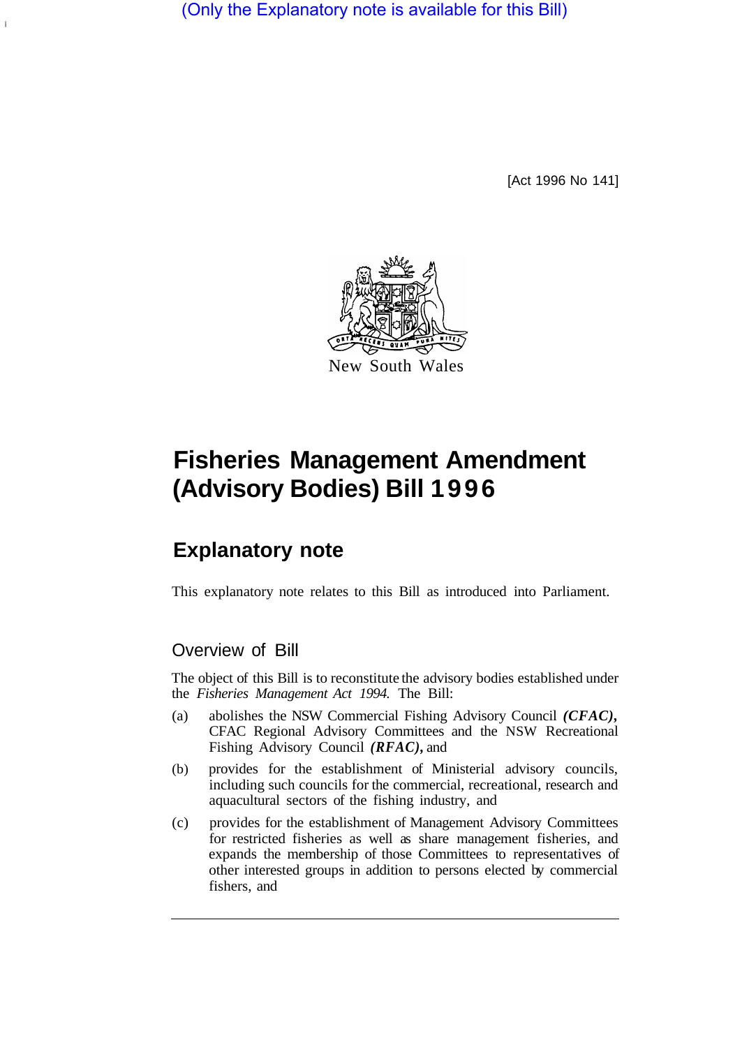(Only the Explanatory note is available for this Bill)

[Act 1996 No 141]

New South Wales

# Fisheries Management Amendment (Advisory Bodies) Bill 1996

## Explanatory note

This explanatory note relates to this Bill as introduced into Parliament.

### Overview of Bill

The object of this Bill is to reconstitute the advisory bodies established under the *Fisheries Management Act 1994*. The Bill:

(a) abolishes the NSW Commercial Fishing Advisory Council ***(CFAC)***, CFAC Regional Advisory Committees and the NSW Recreational Fishing Advisory Council ***(RFAC)***, and

(b) provides for the establishment of Ministerial advisory councils, including such councils for the commercial, recreational, research and aquacultural sectors of the fishing industry, and

(c) provides for the establishment of Management Advisory Committees for restricted fisheries as well as share management fisheries, and expands the membership of those Committees to representatives of other interested groups in addition to persons elected by commercial fishers, and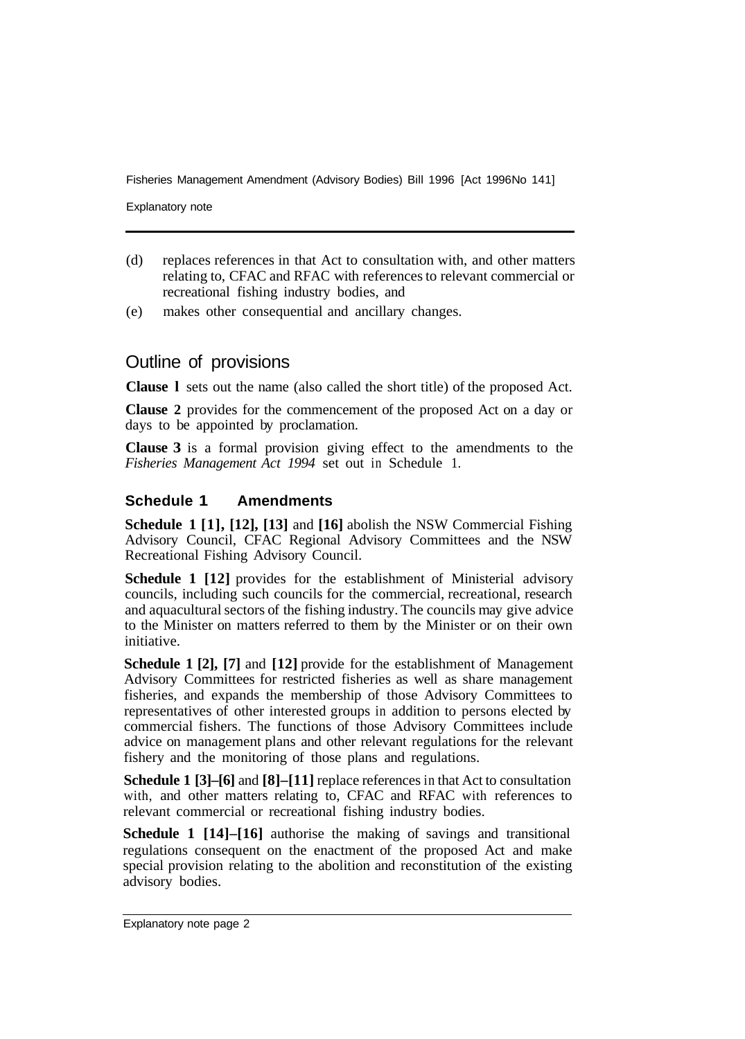(d) replaces references in that Act to consultation with, and other matters relating to, CFAC and RFAC with references to relevant commercial or recreational fishing industry bodies, and

(e) makes other consequential and ancillary changes.

## Outline of provisions

**Clause 1** sets out the name (also called the short title) of the proposed Act.

**Clause 2** provides for the commencement of the proposed Act on a day or days to be appointed by proclamation.

**Clause 3** is a formal provision giving effect to the amendments to the *Fisheries Management Act 1994* set out in Schedule 1.

### Schedule 1 Amendments

**Schedule 1 [1], [12], [13]** and **[16]** abolish the NSW Commercial Fishing Advisory Council, CFAC Regional Advisory Committees and the NSW Recreational Fishing Advisory Council.

**Schedule 1 [12]** provides for the establishment of Ministerial advisory councils, including such councils for the commercial, recreational, research and aquacultural sectors of the fishing industry. The councils may give advice to the Minister on matters referred to them by the Minister or on their own initiative.

**Schedule 1 [2], [7]** and **[12]** provide for the establishment of Management Advisory Committees for restricted fisheries as well as share management fisheries, and expands the membership of those Advisory Committees to representatives of other interested groups in addition to persons elected by commercial fishers. The functions of those Advisory Committees include advice on management plans and other relevant regulations for the relevant fishery and the monitoring of those plans and regulations.

**Schedule 1 [3]–[6]** and **[8]–[11]** replace references in that Act to consultation with, and other matters relating to, CFAC and RFAC with references to relevant commercial or recreational fishing industry bodies.

**Schedule 1 [14]–[16]** authorise the making of savings and transitional regulations consequent on the enactment of the proposed Act and make special provision relating to the abolition and reconstitution of the existing advisory bodies.